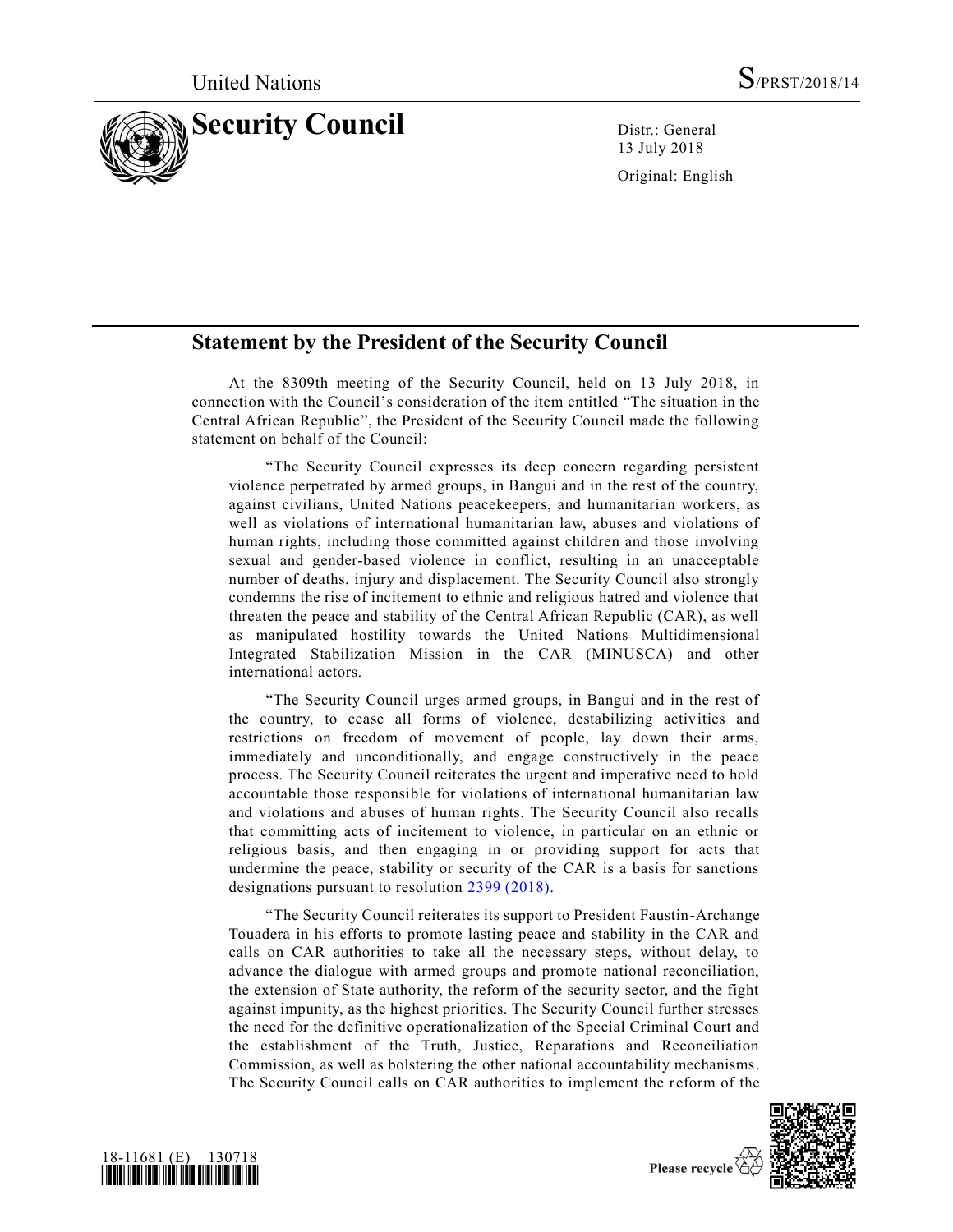United Nations S/PRST/2018/14

# Security Council

Distr.: General
13 July 2018

Original: English

## Statement by the President of the Security Council

At the 8309th meeting of the Security Council, held on 13 July 2018, in connection with the Council's consideration of the item entitled "The situation in the Central African Republic", the President of the Security Council made the following statement on behalf of the Council:

"The Security Council expresses its deep concern regarding persistent violence perpetrated by armed groups, in Bangui and in the rest of the country, against civilians, United Nations peacekeepers, and humanitarian workers, as well as violations of international humanitarian law, abuses and violations of human rights, including those committed against children and those involving sexual and gender-based violence in conflict, resulting in an unacceptable number of deaths, injury and displacement. The Security Council also strongly condemns the rise of incitement to ethnic and religious hatred and violence that threaten the peace and stability of the Central African Republic (CAR), as well as manipulated hostility towards the United Nations Multidimensional Integrated Stabilization Mission in the CAR (MINUSCA) and other international actors.

"The Security Council urges armed groups, in Bangui and in the rest of the country, to cease all forms of violence, destabilizing activities and restrictions on freedom of movement of people, lay down their arms, immediately and unconditionally, and engage constructively in the peace process. The Security Council reiterates the urgent and imperative need to hold accountable those responsible for violations of international humanitarian law and violations and abuses of human rights. The Security Council also recalls that committing acts of incitement to violence, in particular on an ethnic or religious basis, and then engaging in or providing support for acts that undermine the peace, stability or security of the CAR is a basis for sanctions designations pursuant to resolution 2399 (2018).

"The Security Council reiterates its support to President Faustin-Archange Touadera in his efforts to promote lasting peace and stability in the CAR and calls on CAR authorities to take all the necessary steps, without delay, to advance the dialogue with armed groups and promote national reconciliation, the extension of State authority, the reform of the security sector, and the fight against impunity, as the highest priorities. The Security Council further stresses the need for the definitive operationalization of the Special Criminal Court and the establishment of the Truth, Justice, Reparations and Reconciliation Commission, as well as bolstering the other national accountability mechanisms. The Security Council calls on CAR authorities to implement the reform of the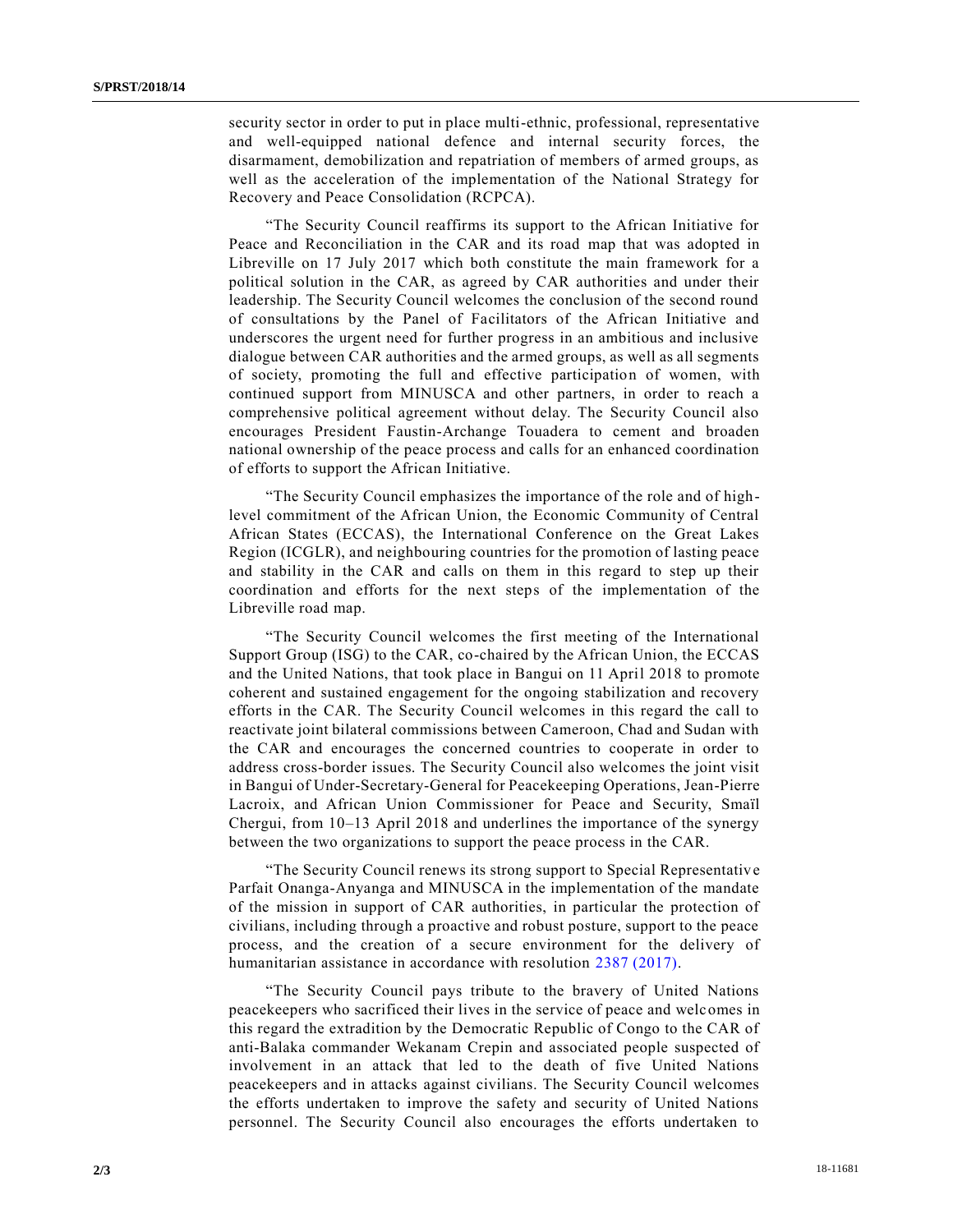security sector in order to put in place multi-ethnic, professional, representative and well-equipped national defence and internal security forces, the disarmament, demobilization and repatriation of members of armed groups, as well as the acceleration of the implementation of the National Strategy for Recovery and Peace Consolidation (RCPCA).

"The Security Council reaffirms its support to the African Initiative for Peace and Reconciliation in the CAR and its road map that was adopted in Libreville on 17 July 2017 which both constitute the main framework for a political solution in the CAR, as agreed by CAR authorities and under their leadership. The Security Council welcomes the conclusion of the second round of consultations by the Panel of Facilitators of the African Initiative and underscores the urgent need for further progress in an ambitious and inclusive dialogue between CAR authorities and the armed groups, as well as all segments of society, promoting the full and effective participation of women, with continued support from MINUSCA and other partners, in order to reach a comprehensive political agreement without delay. The Security Council also encourages President Faustin-Archange Touadera to cement and broaden national ownership of the peace process and calls for an enhanced coordination of efforts to support the African Initiative.

"The Security Council emphasizes the importance of the role and of high-level commitment of the African Union, the Economic Community of Central African States (ECCAS), the International Conference on the Great Lakes Region (ICGLR), and neighbouring countries for the promotion of lasting peace and stability in the CAR and calls on them in this regard to step up their coordination and efforts for the next steps of the implementation of the Libreville road map.

"The Security Council welcomes the first meeting of the International Support Group (ISG) to the CAR, co-chaired by the African Union, the ECCAS and the United Nations, that took place in Bangui on 11 April 2018 to promote coherent and sustained engagement for the ongoing stabilization and recovery efforts in the CAR. The Security Council welcomes in this regard the call to reactivate joint bilateral commissions between Cameroon, Chad and Sudan with the CAR and encourages the concerned countries to cooperate in order to address cross-border issues. The Security Council also welcomes the joint visit in Bangui of Under-Secretary-General for Peacekeeping Operations, Jean-Pierre Lacroix, and African Union Commissioner for Peace and Security, Smaïl Chergui, from 10–13 April 2018 and underlines the importance of the synergy between the two organizations to support the peace process in the CAR.

"The Security Council renews its strong support to Special Representative Parfait Onanga-Anyanga and MINUSCA in the implementation of the mandate of the mission in support of CAR authorities, in particular the protection of civilians, including through a proactive and robust posture, support to the peace process, and the creation of a secure environment for the delivery of humanitarian assistance in accordance with resolution 2387 (2017).

"The Security Council pays tribute to the bravery of United Nations peacekeepers who sacrificed their lives in the service of peace and welcomes in this regard the extradition by the Democratic Republic of Congo to the CAR of anti-Balaka commander Wekanam Crepin and associated people suspected of involvement in an attack that led to the death of five United Nations peacekeepers and in attacks against civilians. The Security Council welcomes the efforts undertaken to improve the safety and security of United Nations personnel. The Security Council also encourages the efforts undertaken to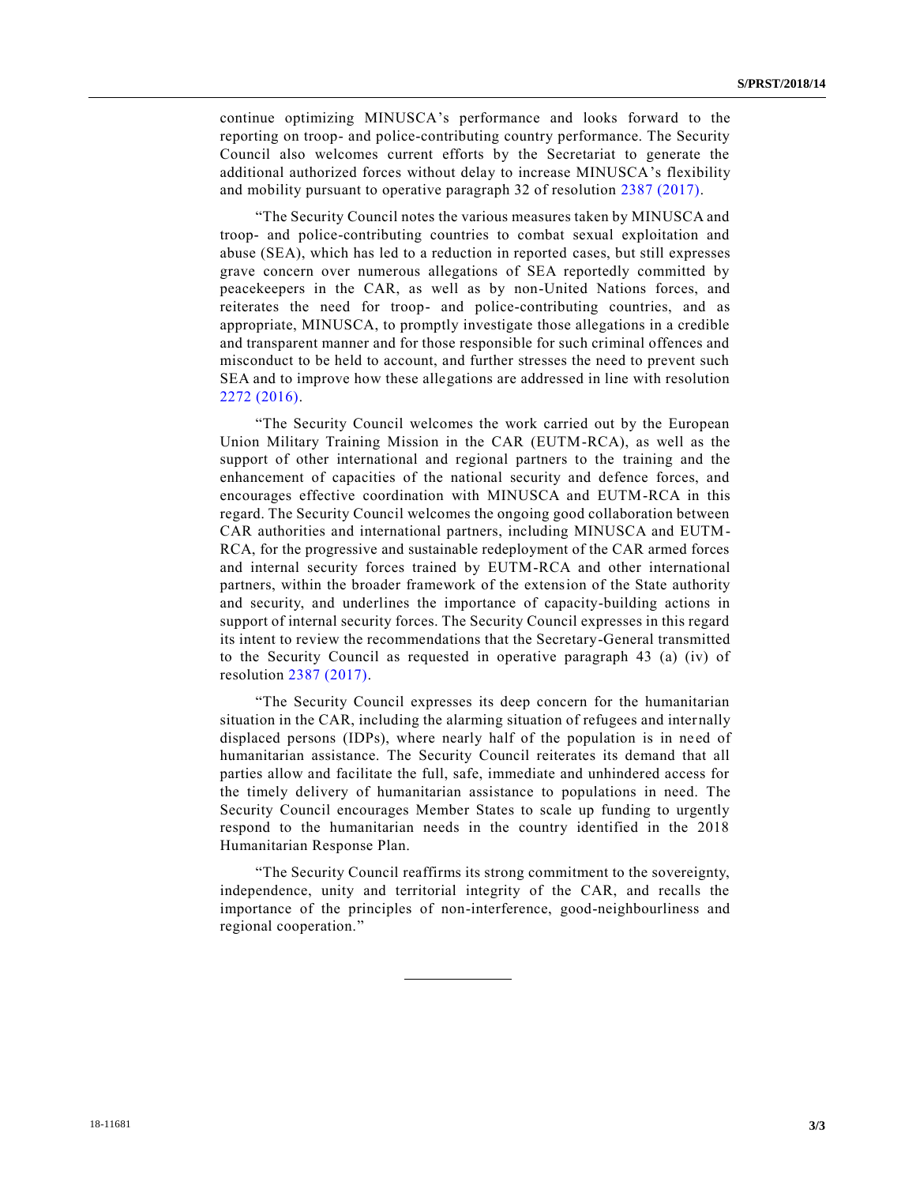continue optimizing MINUSCA's performance and looks forward to the reporting on troop- and police-contributing country performance. The Security Council also welcomes current efforts by the Secretariat to generate the additional authorized forces without delay to increase MINUSCA's flexibility and mobility pursuant to operative paragraph 32 of resolution 2387 (2017).

"The Security Council notes the various measures taken by MINUSCA and troop- and police-contributing countries to combat sexual exploitation and abuse (SEA), which has led to a reduction in reported cases, but still expresses grave concern over numerous allegations of SEA reportedly committed by peacekeepers in the CAR, as well as by non-United Nations forces, and reiterates the need for troop- and police-contributing countries, and as appropriate, MINUSCA, to promptly investigate those allegations in a credible and transparent manner and for those responsible for such criminal offences and misconduct to be held to account, and further stresses the need to prevent such SEA and to improve how these allegations are addressed in line with resolution 2272 (2016).

"The Security Council welcomes the work carried out by the European Union Military Training Mission in the CAR (EUTM-RCA), as well as the support of other international and regional partners to the training and the enhancement of capacities of the national security and defence forces, and encourages effective coordination with MINUSCA and EUTM-RCA in this regard. The Security Council welcomes the ongoing good collaboration between CAR authorities and international partners, including MINUSCA and EUTM-RCA, for the progressive and sustainable redeployment of the CAR armed forces and internal security forces trained by EUTM-RCA and other international partners, within the broader framework of the extension of the State authority and security, and underlines the importance of capacity-building actions in support of internal security forces. The Security Council expresses in this regard its intent to review the recommendations that the Secretary-General transmitted to the Security Council as requested in operative paragraph 43 (a) (iv) of resolution 2387 (2017).

"The Security Council expresses its deep concern for the humanitarian situation in the CAR, including the alarming situation of refugees and internally displaced persons (IDPs), where nearly half of the population is in need of humanitarian assistance. The Security Council reiterates its demand that all parties allow and facilitate the full, safe, immediate and unhindered access for the timely delivery of humanitarian assistance to populations in need. The Security Council encourages Member States to scale up funding to urgently respond to the humanitarian needs in the country identified in the 2018 Humanitarian Response Plan.

"The Security Council reaffirms its strong commitment to the sovereignty, independence, unity and territorial integrity of the CAR, and recalls the importance of the principles of non-interference, good-neighbourliness and regional cooperation."